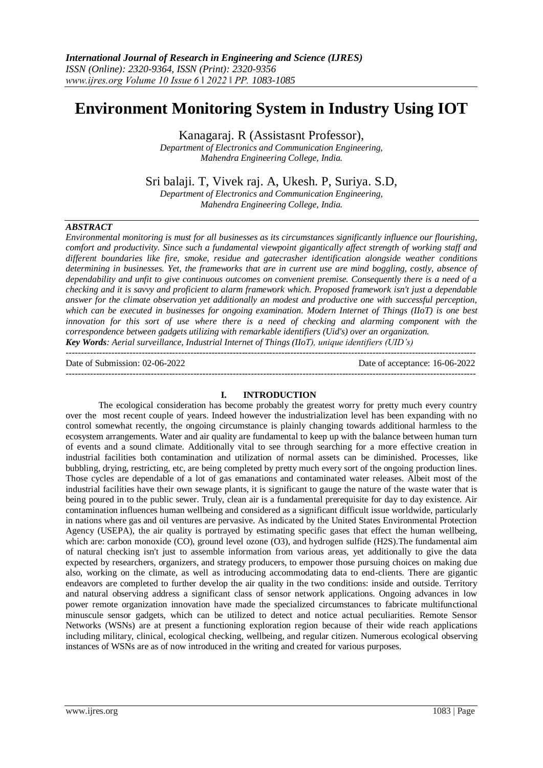# Environment Monitoring System in Industry Using IOT

Kanagaraj. R (Assistasnt Professor),

*Department of Electronics and Communication Engineering, Mahendra Engineering College, India.*

Sri balaji. T, Vivek raj. A, Ukesh. P, Suriya. S.D,

*Department of Electronics and Communication Engineering, Mahendra Engineering College, India.*

***ABSTRACT***

*Environmental monitoring is must for all businesses as its circumstances significantly influence our flourishing, comfort and productivity. Since such a fundamental viewpoint gigantically affect strength of working staff and different boundaries like fire, smoke, residue and gatecrasher identification alongside weather conditions determining in businesses. Yet, the frameworks that are in current use are mind boggling, costly, absence of dependability and unfit to give continuous outcomes on convenient premise. Consequently there is a need of a checking and it is savvy and proficient to alarm framework which. Proposed framework isn't just a dependable answer for the climate observation yet additionally an modest and productive one with successful perception, which can be executed in businesses for ongoing examination. Modern Internet of Things (IIoT) is one best innovation for this sort of use where there is a need of checking and alarming component with the correspondence between gadgets utilizing with remarkable identifiers (Uid's) over an organization.*

***Key Words****: Aerial surveillance, Industrial Internet of Things (IIoT), unique identifiers (UID's)*

---

Date of Submission: 02-06-2022 | Date of acceptance: 16-06-2022

---

## I. INTRODUCTION

The ecological consideration has become probably the greatest worry for pretty much every country over the most recent couple of years. Indeed however the industrialization level has been expanding with no control somewhat recently, the ongoing circumstance is plainly changing towards additional harmless to the ecosystem arrangements. Water and air quality are fundamental to keep up with the balance between human turn of events and a sound climate. Additionally vital to see through searching for a more effective creation in industrial facilities both contamination and utilization of normal assets can be diminished. Processes, like bubbling, drying, restricting, etc, are being completed by pretty much every sort of the ongoing production lines. Those cycles are dependable of a lot of gas emanations and contaminated water releases. Albeit most of the industrial facilities have their own sewage plants, it is significant to gauge the nature of the waste water that is being poured in to the public sewer. Truly, clean air is a fundamental prerequisite for day to day existence. Air contamination influences human wellbeing and considered as a significant difficult issue worldwide, particularly in nations where gas and oil ventures are pervasive. As indicated by the United States Environmental Protection Agency (USEPA), the air quality is portrayed by estimating specific gases that effect the human wellbeing, which are: carbon monoxide (CO), ground level ozone ($O_3$), and hydrogen sulfide ($H_2S$).The fundamental aim of natural checking isn't just to assemble information from various areas, yet additionally to give the data expected by researchers, organizers, and strategy producers, to empower those pursuing choices on making due also, working on the climate, as well as introducing accommodating data to end-clients. There are gigantic endeavors are completed to further develop the air quality in the two conditions: inside and outside. Territory and natural observing address a significant class of sensor network applications. Ongoing advances in low power remote organization innovation have made the specialized circumstances to fabricate multifunctional minuscule sensor gadgets, which can be utilized to detect and notice actual peculiarities. Remote Sensor Networks (WSNs) are at present a functioning exploration region because of their wide reach applications including military, clinical, ecological checking, wellbeing, and regular citizen. Numerous ecological observing instances of WSNs are as of now introduced in the writing and created for various purposes.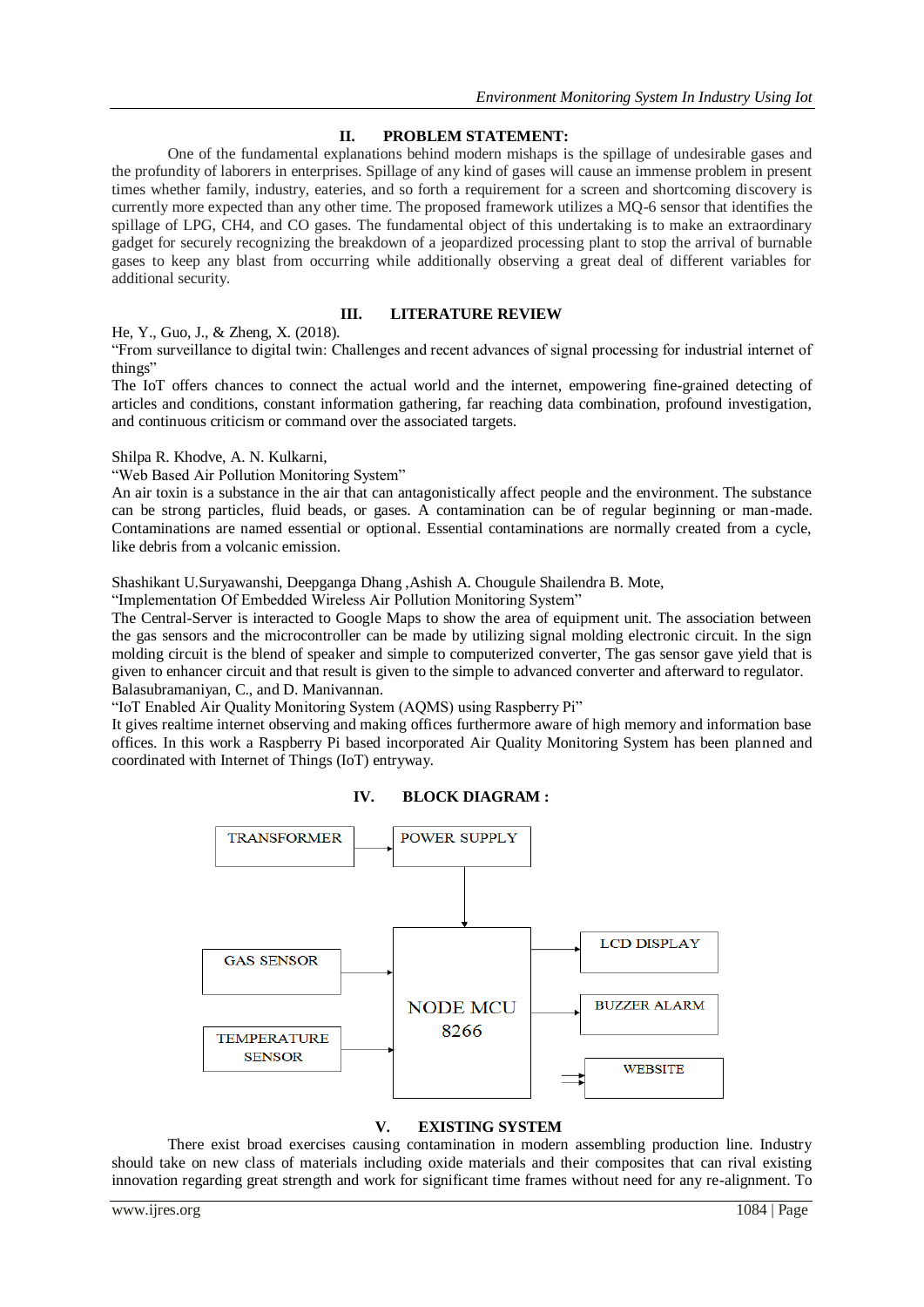## II. PROBLEM STATEMENT:

One of the fundamental explanations behind modern mishaps is the spillage of undesirable gases and the profundity of laborers in enterprises. Spillage of any kind of gases will cause an immense problem in present times whether family, industry, eateries, and so forth a requirement for a screen and shortcoming discovery is currently more expected than any other time. The proposed framework utilizes a MQ-6 sensor that identifies the spillage of LPG, $CH_4$, and CO gases. The fundamental object of this undertaking is to make an extraordinary gadget for securely recognizing the breakdown of a jeopardized processing plant to stop the arrival of burnable gases to keep any blast from occurring while additionally observing a great deal of different variables for additional security.

## III. LITERATURE REVIEW

He, Y., Guo, J., & Zheng, X. (2018).
"From surveillance to digital twin: Challenges and recent advances of signal processing for industrial internet of things"
The IoT offers chances to connect the actual world and the internet, empowering fine-grained detecting of articles and conditions, constant information gathering, far reaching data combination, profound investigation, and continuous criticism or command over the associated targets.

Shilpa R. Khodve, A. N. Kulkarni,
"Web Based Air Pollution Monitoring System"
An air toxin is a substance in the air that can antagonistically affect people and the environment. The substance can be strong particles, fluid beads, or gases. A contamination can be of regular beginning or man-made. Contaminations are named essential or optional. Essential contaminations are normally created from a cycle, like debris from a volcanic emission.

Shashikant U.Suryawanshi, Deepganga Dhang ,Ashish A. Chougule Shailendra B. Mote,
"Implementation Of Embedded Wireless Air Pollution Monitoring System"
The Central-Server is interacted to Google Maps to show the area of equipment unit. The association between the gas sensors and the microcontroller can be made by utilizing signal molding electronic circuit. In the sign molding circuit is the blend of speaker and simple to computerized converter, The gas sensor gave yield that is given to enhancer circuit and that result is given to the simple to advanced converter and afterward to regulator.
Balasubramaniyan, C., and D. Manivannan.
"IoT Enabled Air Quality Monitoring System (AQMS) using Raspberry Pi"
It gives realtime internet observing and making offices furthermore aware of high memory and information base offices. In this work a Raspberry Pi based incorporated Air Quality Monitoring System has been planned and coordinated with Internet of Things (IoT) entryway.

## IV. BLOCK DIAGRAM :

TRANSFORMER → POWER SUPPLY → NODE MCU 8266

GAS SENSOR → NODE MCU 8266

TEMPERATURE SENSOR → NODE MCU 8266

NODE MCU 8266 → LCD DISPLAY

NODE MCU 8266 → BUZZER ALARM

NODE MCU 8266 → WEBSITE

## V. EXISTING SYSTEM

There exist broad exercises causing contamination in modern assembling production line. Industry should take on new class of materials including oxide materials and their composites that can rival existing innovation regarding great strength and work for significant time frames without need for any re-alignment. To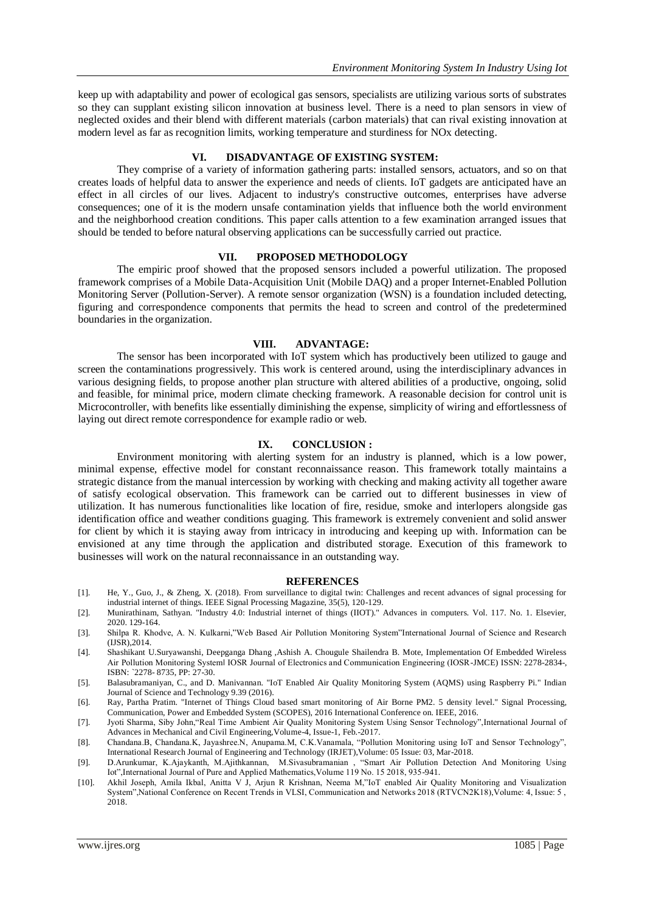keep up with adaptability and power of ecological gas sensors, specialists are utilizing various sorts of substrates so they can supplant existing silicon innovation at business level. There is a need to plan sensors in view of neglected oxides and their blend with different materials (carbon materials) that can rival existing innovation at modern level as far as recognition limits, working temperature and sturdiness for NOx detecting.

## VI. DISADVANTAGE OF EXISTING SYSTEM:

They comprise of a variety of information gathering parts: installed sensors, actuators, and so on that creates loads of helpful data to answer the experience and needs of clients. IoT gadgets are anticipated have an effect in all circles of our lives. Adjacent to industry's constructive outcomes, enterprises have adverse consequences; one of it is the modern unsafe contamination yields that influence both the world environment and the neighborhood creation conditions. This paper calls attention to a few examination arranged issues that should be tended to before natural observing applications can be successfully carried out practice.

## VII. PROPOSED METHODOLOGY

The empiric proof showed that the proposed sensors included a powerful utilization. The proposed framework comprises of a Mobile Data-Acquisition Unit (Mobile DAQ) and a proper Internet-Enabled Pollution Monitoring Server (Pollution-Server). A remote sensor organization (WSN) is a foundation included detecting, figuring and correspondence components that permits the head to screen and control of the predetermined boundaries in the organization.

## VIII. ADVANTAGE:

The sensor has been incorporated with IoT system which has productively been utilized to gauge and screen the contaminations progressively. This work is centered around, using the interdisciplinary advances in various designing fields, to propose another plan structure with altered abilities of a productive, ongoing, solid and feasible, for minimal price, modern climate checking framework. A reasonable decision for control unit is Microcontroller, with benefits like essentially diminishing the expense, simplicity of wiring and effortlessness of laying out direct remote correspondence for example radio or web.

## IX. CONCLUSION :

Environment monitoring with alerting system for an industry is planned, which is a low power, minimal expense, effective model for constant reconnaissance reason. This framework totally maintains a strategic distance from the manual intercession by working with checking and making activity all together aware of satisfy ecological observation. This framework can be carried out to different businesses in view of utilization. It has numerous functionalities like location of fire, residue, smoke and interlopers alongside gas identification office and weather conditions guaging. This framework is extremely convenient and solid answer for client by which it is staying away from intricacy in introducing and keeping up with. Information can be envisioned at any time through the application and distributed storage. Execution of this framework to businesses will work on the natural reconnaissance in an outstanding way.

## REFERENCES

[1]. He, Y., Guo, J., & Zheng, X. (2018). From surveillance to digital twin: Challenges and recent advances of signal processing for industrial internet of things. IEEE Signal Processing Magazine, 35(5), 120-129.

[2]. Munirathinam, Sathyan. "Industry 4.0: Industrial internet of things (IIOT)." Advances in computers. Vol. 117. No. 1. Elsevier, 2020. 129-164.

[3]. Shilpa R. Khodve, A. N. Kulkarni,"Web Based Air Pollution Monitoring System"International Journal of Science and Research (IJSR),2014.

[4]. Shashikant U.Suryawanshi, Deepganga Dhang ,Ashish A. Chougule Shailendra B. Mote, Implementation Of Embedded Wireless Air Pollution Monitoring System‖ IOSR Journal of Electronics and Communication Engineering (IOSR-JMCE) ISSN: 2278-2834-, ISBN: `2278- 8735, PP: 27-30.

[5]. Balasubramaniyan, C., and D. Manivannan. "IoT Enabled Air Quality Monitoring System (AQMS) using Raspberry Pi." Indian Journal of Science and Technology 9.39 (2016).

[6]. Ray, Partha Pratim. "Internet of Things Cloud based smart monitoring of Air Borne PM2. 5 density level." Signal Processing, Communication, Power and Embedded System (SCOPES), 2016 International Conference on. IEEE, 2016.

[7]. Jyoti Sharma, Siby John,"Real Time Ambient Air Quality Monitoring System Using Sensor Technology",International Journal of Advances in Mechanical and Civil Engineering,Volume-4, Issue-1, Feb.-2017.

[8]. Chandana.B, Chandana.K, Jayashree.N, Anupama.M, C.K.Vanamala, "Pollution Monitoring using IoT and Sensor Technology", International Research Journal of Engineering and Technology (IRJET),Volume: 05 Issue: 03, Mar-2018.

[9]. D.Arunkumar, K.Ajaykanth, M.Ajithkannan, M.Sivasubramanian , "Smart Air Pollution Detection And Monitoring Using Iot",International Journal of Pure and Applied Mathematics,Volume 119 No. 15 2018, 935-941.

[10]. Akhil Joseph, Amila Ikbal, Anitta V J, Arjun R Krishnan, Neema M,"IoT enabled Air Quality Monitoring and Visualization System",National Conference on Recent Trends in VLSI, Communication and Networks 2018 (RTVCN2K18),Volume: 4, Issue: 5 , 2018.